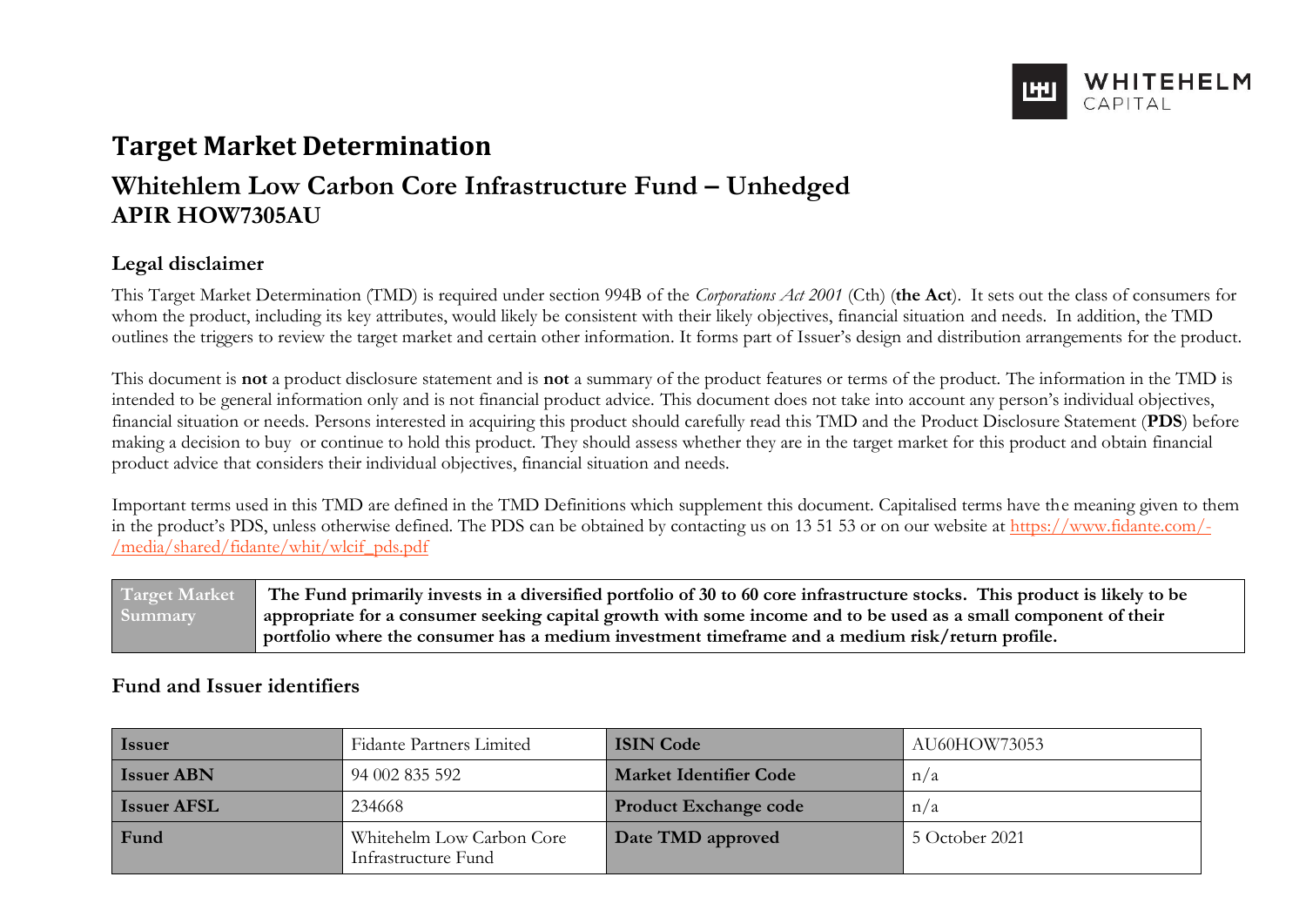# Target Market Determination

## Whitehelm Low Carbon Core Infrastructure Fund – Unhedged
## APIR HOW7305AU

### Legal disclaimer

This Target Market Determination (TMD) is required under section 994B of the *Corporations Act 2001* (Cth) (**the Act**). It sets out the class of consumers for whom the product, including its key attributes, would likely be consistent with their likely objectives, financial situation and needs. In addition, the TMD outlines the triggers to review the target market and certain other information. It forms part of Issuer's design and distribution arrangements for the product.

This document is **not** a product disclosure statement and is **not** a summary of the product features or terms of the product. The information in the TMD is intended to be general information only and is not financial product advice. This document does not take into account any person's individual objectives, financial situation or needs. Persons interested in acquiring this product should carefully read this TMD and the Product Disclosure Statement (**PDS**) before making a decision to buy or continue to hold this product. They should assess whether they are in the target market for this product and obtain financial product advice that considers their individual objectives, financial situation and needs.

Important terms used in this TMD are defined in the TMD Definitions which supplement this document. Capitalised terms have the meaning given to them in the product's PDS, unless otherwise defined. The PDS can be obtained by contacting us on 13 51 53 or on our website at [https://www.fidante.com/-/media/shared/fidante/whit/wlcif_pds.pdf](https://www.fidante.com/-/media/shared/fidante/whit/wlcif_pds.pdf)

| Target Market Summary | **The Fund primarily invests in a diversified portfolio of 30 to 60 core infrastructure stocks. This product is likely to be appropriate for a consumer seeking capital growth with some income and to be used as a small component of their portfolio where the consumer has a medium investment timeframe and a medium risk/return profile.** |
|---|---|

### Fund and Issuer identifiers

| Issuer | Fidante Partners Limited | ISIN Code | AU60HOW73053 |
|---|---|---|---|
| Issuer ABN | 94 002 835 592 | Market Identifier Code | n/a |
| Issuer AFSL | 234668 | Product Exchange code | n/a |
| Fund | Whitehelm Low Carbon Core Infrastructure Fund | Date TMD approved | 5 October 2021 |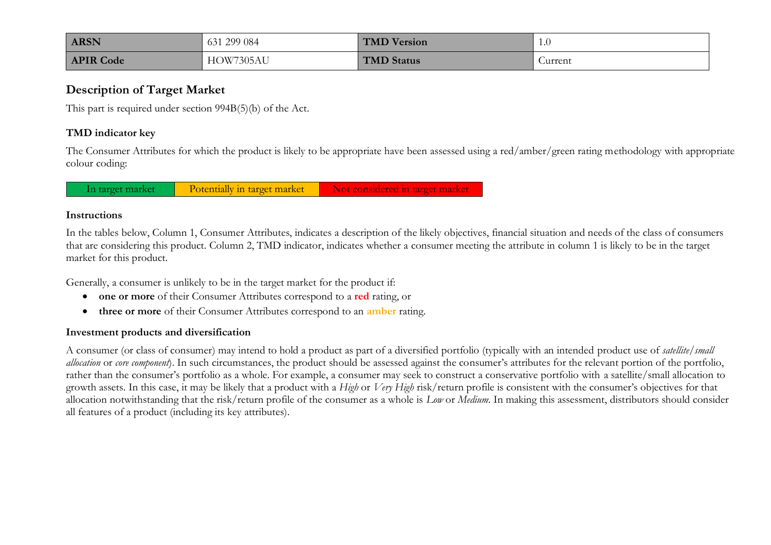| ARSN | 631 299 084 | TMD Version | 1.0 |
| --- | --- | --- | --- |
| APIR Code | HOW7305AU | TMD Status | Current |

## Description of Target Market

This part is required under section 994B(5)(b) of the Act.

### TMD indicator key

The Consumer Attributes for which the product is likely to be appropriate have been assessed using a red/amber/green rating methodology with appropriate colour coding:

| In target market | Potentially in target market | Not considered in target market |
| --- | --- | --- |

### Instructions

In the tables below, Column 1, Consumer Attributes, indicates a description of the likely objectives, financial situation and needs of the class of consumers that are considering this product. Column 2, TMD indicator, indicates whether a consumer meeting the attribute in column 1 is likely to be in the target market for this product.

Generally, a consumer is unlikely to be in the target market for the product if:

- **one or more** of their Consumer Attributes correspond to a **red** rating, or
- **three or more** of their Consumer Attributes correspond to an **amber** rating.

### Investment products and diversification

A consumer (or class of consumer) may intend to hold a product as part of a diversified portfolio (typically with an intended product use of *satellite/small allocation* or *core component*). In such circumstances, the product should be assessed against the consumer's attributes for the relevant portion of the portfolio, rather than the consumer's portfolio as a whole. For example, a consumer may seek to construct a conservative portfolio with a satellite/small allocation to growth assets. In this case, it may be likely that a product with a *High* or *Very High* risk/return profile is consistent with the consumer's objectives for that allocation notwithstanding that the risk/return profile of the consumer as a whole is *Low* or *Medium*. In making this assessment, distributors should consider all features of a product (including its key attributes).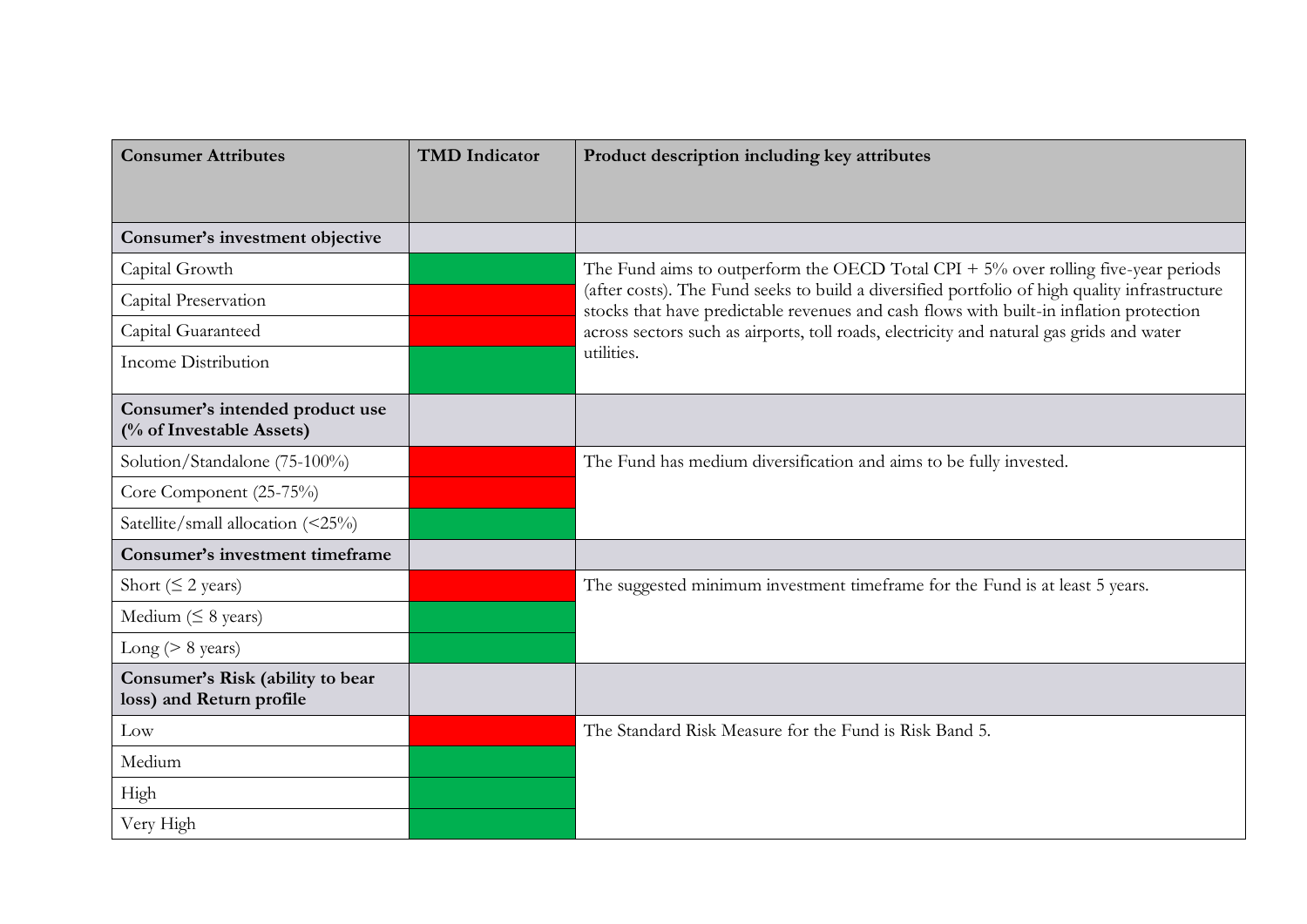| Consumer Attributes | TMD Indicator | Product description including key attributes |
| --- | --- | --- |
| **Consumer's investment objective** | | |
| Capital Growth | | The Fund aims to outperform the OECD Total CPI + 5% over rolling five-year periods (after costs). The Fund seeks to build a diversified portfolio of high quality infrastructure stocks that have predictable revenues and cash flows with built-in inflation protection across sectors such as airports, toll roads, electricity and natural gas grids and water utilities. |
| Capital Preservation | | |
| Capital Guaranteed | | |
| Income Distribution | | |
| **Consumer's intended product use (% of Investable Assets)** | | |
| Solution/Standalone (75-100%) | | The Fund has medium diversification and aims to be fully invested. |
| Core Component (25-75%) | | |
| Satellite/small allocation (<25%) | | |
| **Consumer's investment timeframe** | | |
| Short (≤ 2 years) | | The suggested minimum investment timeframe for the Fund is at least 5 years. |
| Medium (≤ 8 years) | | |
| Long (> 8 years) | | |
| **Consumer's Risk (ability to bear loss) and Return profile** | | |
| Low | | The Standard Risk Measure for the Fund is Risk Band 5. |
| Medium | | |
| High | | |
| Very High | | |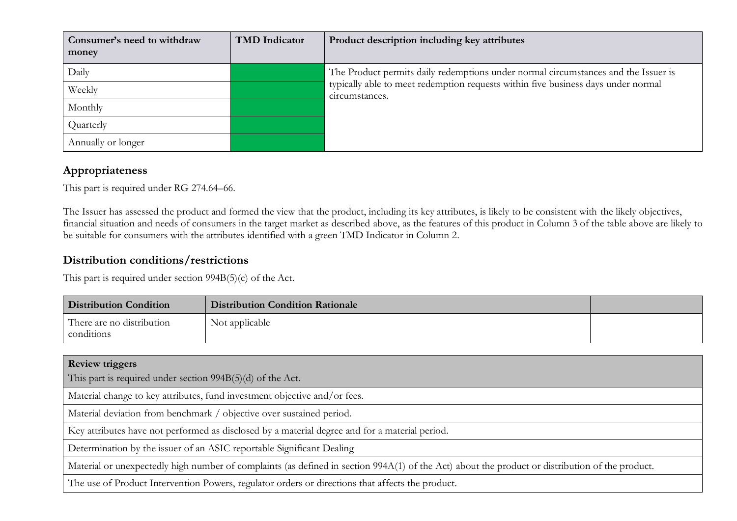| Consumer's need to withdraw money | TMD Indicator | Product description including key attributes |
| --- | --- | --- |
| Daily | | The Product permits daily redemptions under normal circumstances and the Issuer is typically able to meet redemption requests within five business days under normal circumstances. |
| Weekly | | |
| Monthly | | |
| Quarterly | | |
| Annually or longer | | |

## Appropriateness

This part is required under RG 274.64–66.

The Issuer has assessed the product and formed the view that the product, including its key attributes, is likely to be consistent with the likely objectives, financial situation and needs of consumers in the target market as described above, as the features of this product in Column 3 of the table above are likely to be suitable for consumers with the attributes identified with a green TMD Indicator in Column 2.

## Distribution conditions/restrictions

This part is required under section 994B(5)(c) of the Act.

| Distribution Condition | Distribution Condition Rationale | |
| --- | --- | --- |
| There are no distribution conditions | Not applicable | |

| **Review triggers**<br>This part is required under section 994B(5)(d) of the Act. |
| --- |
| Material change to key attributes, fund investment objective and/or fees. |
| Material deviation from benchmark / objective over sustained period. |
| Key attributes have not performed as disclosed by a material degree and for a material period. |
| Determination by the issuer of an ASIC reportable Significant Dealing |
| Material or unexpectedly high number of complaints (as defined in section 994A(1) of the Act) about the product or distribution of the product. |
| The use of Product Intervention Powers, regulator orders or directions that affects the product. |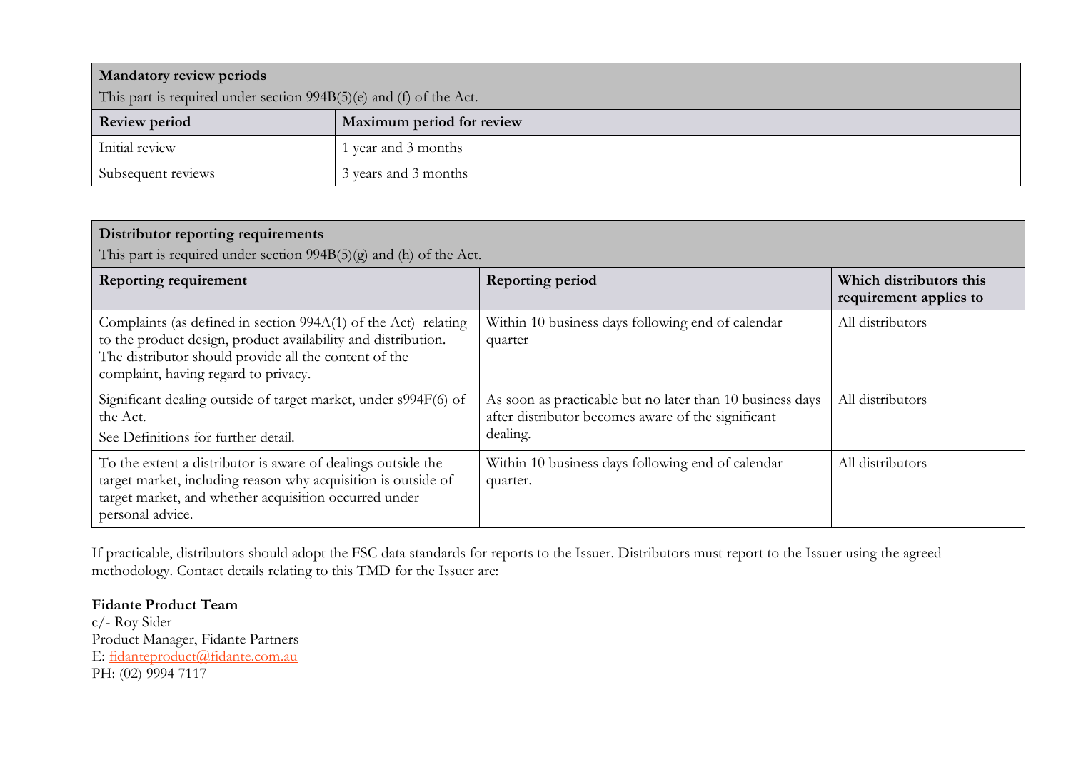| **Mandatory review periods**<br>This part is required under section 994B(5)(e) and (f) of the Act. | |
|---|---|
| **Review period** | **Maximum period for review** |
| Initial review | 1 year and 3 months |
| Subsequent reviews | 3 years and 3 months |

| **Distributor reporting requirements**<br>This part is required under section 994B(5)(g) and (h) of the Act. | | |
|---|---|---|
| **Reporting requirement** | **Reporting period** | **Which distributors this requirement applies to** |
| Complaints (as defined in section 994A(1) of the Act) relating to the product design, product availability and distribution. The distributor should provide all the content of the complaint, having regard to privacy. | Within 10 business days following end of calendar quarter | All distributors |
| Significant dealing outside of target market, under s994F(6) of the Act.<br>See Definitions for further detail. | As soon as practicable but no later than 10 business days after distributor becomes aware of the significant dealing. | All distributors |
| To the extent a distributor is aware of dealings outside the target market, including reason why acquisition is outside of target market, and whether acquisition occurred under personal advice. | Within 10 business days following end of calendar quarter. | All distributors |

If practicable, distributors should adopt the FSC data standards for reports to the Issuer. Distributors must report to the Issuer using the agreed methodology. Contact details relating to this TMD for the Issuer are:

**Fidante Product Team**
c/- Roy Sider
Product Manager, Fidante Partners
E: fidanteproduct@fidante.com.au
PH: (02) 9994 7117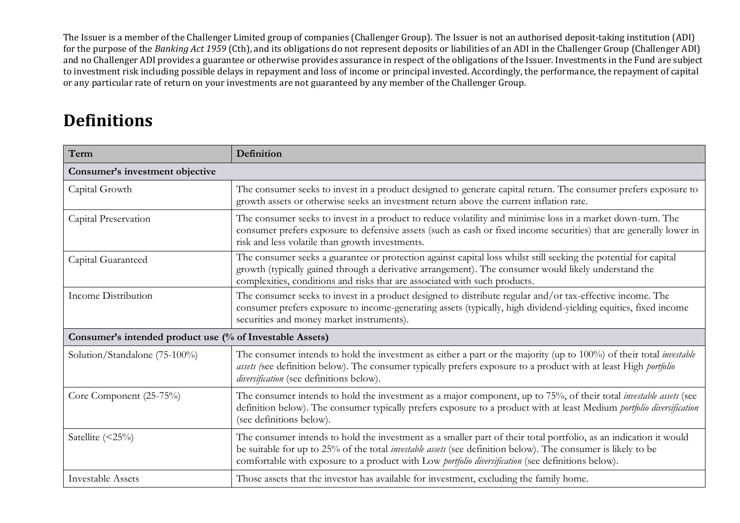The Issuer is a member of the Challenger Limited group of companies (Challenger Group). The Issuer is not an authorised deposit-taking institution (ADI) for the purpose of the *Banking Act 1959* (Cth), and its obligations do not represent deposits or liabilities of an ADI in the Challenger Group (Challenger ADI) and no Challenger ADI provides a guarantee or otherwise provides assurance in respect of the obligations of the Issuer. Investments in the Fund are subject to investment risk including possible delays in repayment and loss of income or principal invested. Accordingly, the performance, the repayment of capital or any particular rate of return on your investments are not guaranteed by any member of the Challenger Group.

# Definitions

| Term | Definition |
|---|---|
| **Consumer's investment objective** | |
| Capital Growth | The consumer seeks to invest in a product designed to generate capital return. The consumer prefers exposure to growth assets or otherwise seeks an investment return above the current inflation rate. |
| Capital Preservation | The consumer seeks to invest in a product to reduce volatility and minimise loss in a market down-turn. The consumer prefers exposure to defensive assets (such as cash or fixed income securities) that are generally lower in risk and less volatile than growth investments. |
| Capital Guaranteed | The consumer seeks a guarantee or protection against capital loss whilst still seeking the potential for capital growth (typically gained through a derivative arrangement). The consumer would likely understand the complexities, conditions and risks that are associated with such products. |
| Income Distribution | The consumer seeks to invest in a product designed to distribute regular and/or tax-effective income. The consumer prefers exposure to income-generating assets (typically, high dividend-yielding equities, fixed income securities and money market instruments). |
| **Consumer's intended product use (% of Investable Assets)** | |
| Solution/Standalone (75-100%) | The consumer intends to hold the investment as either a part or the majority (up to 100%) of their total *investable assets (*see definition below). The consumer typically prefers exposure to a product with at least High *portfolio diversification* (see definitions below). |
| Core Component (25-75%) | The consumer intends to hold the investment as a major component, up to 75%, of their total *investable assets* (see definition below). The consumer typically prefers exposure to a product with at least Medium *portfolio diversification* (see definitions below). |
| Satellite (<25%) | The consumer intends to hold the investment as a smaller part of their total portfolio, as an indication it would be suitable for up to 25% of the total *investable assets* (see definition below). The consumer is likely to be comfortable with exposure to a product with Low *portfolio diversification* (see definitions below). |
| Investable Assets | Those assets that the investor has available for investment, excluding the family home. |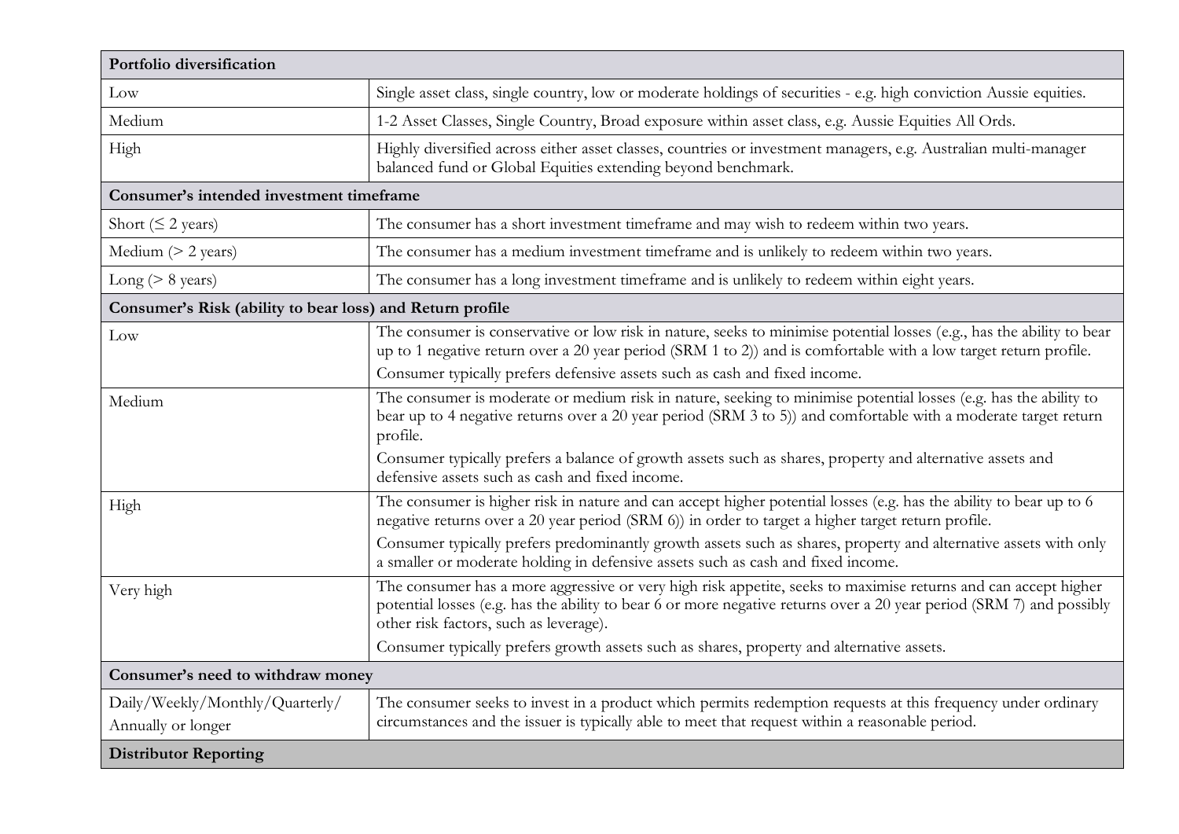| Portfolio diversification | |
|---|---|
| Low | Single asset class, single country, low or moderate holdings of securities - e.g. high conviction Aussie equities. |
| Medium | 1-2 Asset Classes, Single Country, Broad exposure within asset class, e.g. Aussie Equities All Ords. |
| High | Highly diversified across either asset classes, countries or investment managers, e.g. Australian multi-manager balanced fund or Global Equities extending beyond benchmark. |
| **Consumer's intended investment timeframe** | |
| Short (≤ 2 years) | The consumer has a short investment timeframe and may wish to redeem within two years. |
| Medium (> 2 years) | The consumer has a medium investment timeframe and is unlikely to redeem within two years. |
| Long (> 8 years) | The consumer has a long investment timeframe and is unlikely to redeem within eight years. |
| **Consumer's Risk (ability to bear loss) and Return profile** | |
| Low | The consumer is conservative or low risk in nature, seeks to minimise potential losses (e.g., has the ability to bear up to 1 negative return over a 20 year period (SRM 1 to 2)) and is comfortable with a low target return profile. Consumer typically prefers defensive assets such as cash and fixed income. |
| Medium | The consumer is moderate or medium risk in nature, seeking to minimise potential losses (e.g. has the ability to bear up to 4 negative returns over a 20 year period (SRM 3 to 5)) and comfortable with a moderate target return profile. Consumer typically prefers a balance of growth assets such as shares, property and alternative assets and defensive assets such as cash and fixed income. |
| High | The consumer is higher risk in nature and can accept higher potential losses (e.g. has the ability to bear up to 6 negative returns over a 20 year period (SRM 6)) in order to target a higher target return profile. Consumer typically prefers predominantly growth assets such as shares, property and alternative assets with only a smaller or moderate holding in defensive assets such as cash and fixed income. |
| Very high | The consumer has a more aggressive or very high risk appetite, seeks to maximise returns and can accept higher potential losses (e.g. has the ability to bear 6 or more negative returns over a 20 year period (SRM 7) and possibly other risk factors, such as leverage). Consumer typically prefers growth assets such as shares, property and alternative assets. |
| **Consumer's need to withdraw money** | |
| Daily/Weekly/Monthly/Quarterly/ Annually or longer | The consumer seeks to invest in a product which permits redemption requests at this frequency under ordinary circumstances and the issuer is typically able to meet that request within a reasonable period. |
| **Distributor Reporting** | |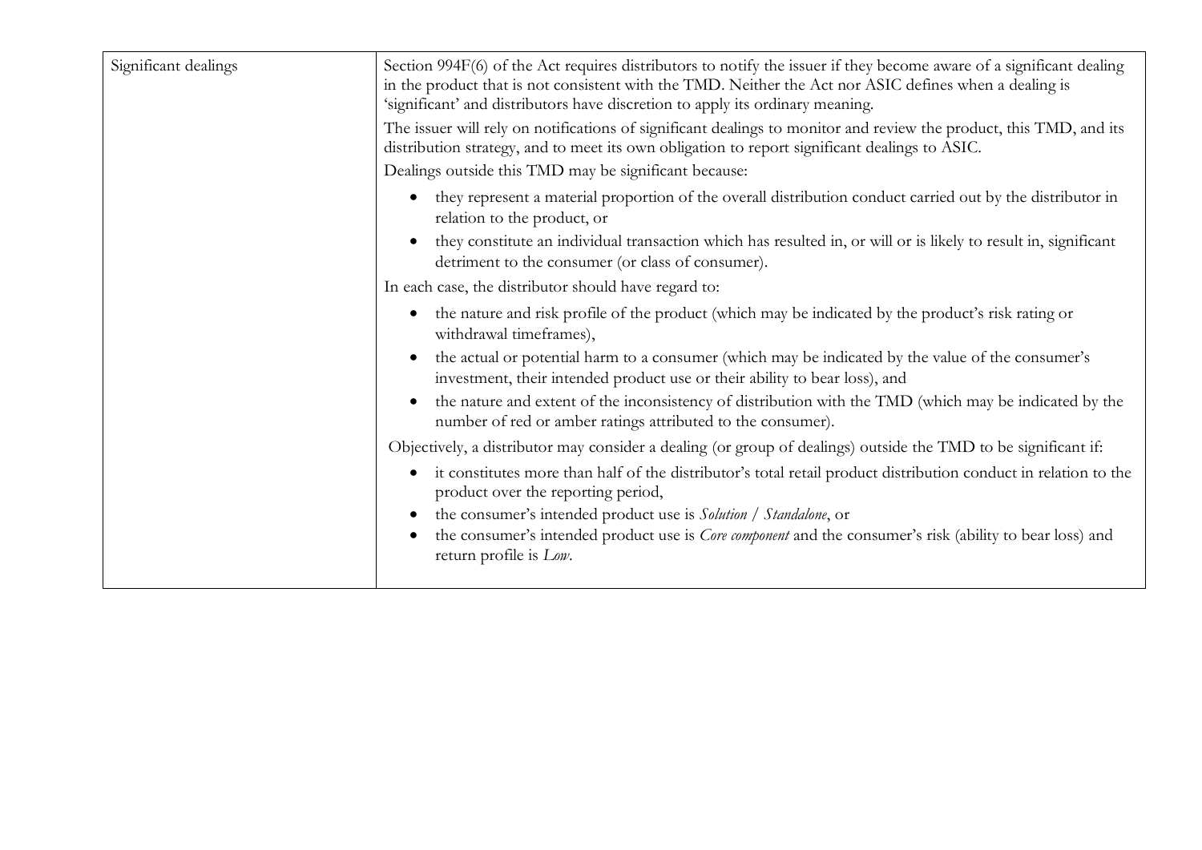| | |
|---|---|
| Significant dealings | Section 994F(6) of the Act requires distributors to notify the issuer if they become aware of a significant dealing in the product that is not consistent with the TMD. Neither the Act nor ASIC defines when a dealing is 'significant' and distributors have discretion to apply its ordinary meaning.<br><br>The issuer will rely on notifications of significant dealings to monitor and review the product, this TMD, and its distribution strategy, and to meet its own obligation to report significant dealings to ASIC.<br><br>Dealings outside this TMD may be significant because:<br><br>• they represent a material proportion of the overall distribution conduct carried out by the distributor in relation to the product, or<br>• they constitute an individual transaction which has resulted in, or will or is likely to result in, significant detriment to the consumer (or class of consumer).<br><br>In each case, the distributor should have regard to:<br><br>• the nature and risk profile of the product (which may be indicated by the product's risk rating or withdrawal timeframes),<br>• the actual or potential harm to a consumer (which may be indicated by the value of the consumer's investment, their intended product use or their ability to bear loss), and<br>• the nature and extent of the inconsistency of distribution with the TMD (which may be indicated by the number of red or amber ratings attributed to the consumer).<br><br>Objectively, a distributor may consider a dealing (or group of dealings) outside the TMD to be significant if:<br><br>• it constitutes more than half of the distributor's total retail product distribution conduct in relation to the product over the reporting period,<br>• the consumer's intended product use is *Solution / Standalone*, or<br>• the consumer's intended product use is *Core component* and the consumer's risk (ability to bear loss) and return profile is *Low*. |